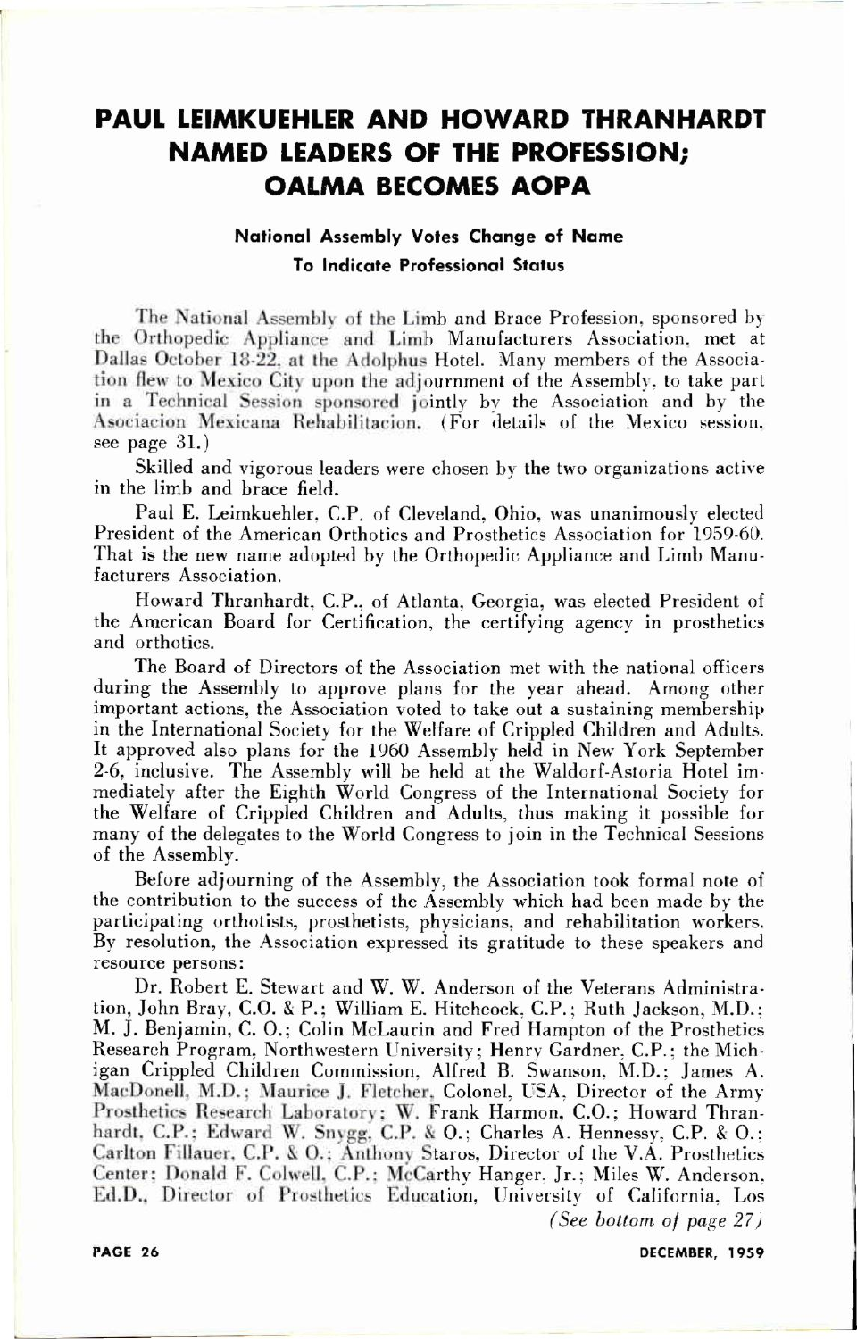# PAUL LEIMKUEHLER AND HOWARD THRANHARDT NAMED LEADERS OF THE PROFESSION; OALMA BECOMES AOPA

### National Assembly Votes Change of Name To Indicate Professional Status

The National Assembly of the Limb and Brace Profession, sponsored by the Orthopedic Appliance and Limb Manufacturers Association, met at Dallas October 18-22, at the Adolphus Hotel. Many members of the Association flew to Mexico City upon the adjournment of the Assembly, to take part in a Technical Session sponsored jointly by the Association and by the Asociacion Mexicana Rehabilitacion. (For details of the Mexico session, see page 31.)

Skilled and vigorous leaders were chosen by the two organizations active in the limb and brace field.

Paul E. Leimkuehler, C.P. of Cleveland, Ohio, was unanimously elected President of the American Orthotics and Prosthetics Association for 1959-60. That is the new name adopted by the Orthopedic Appliance and Limb Manufacturers Association.

Howard Thranhardt, C.P., of Atlanta, Georgia, was elected President of the American Board for Certification, the certifying agency in prosthetics and orthotics.

The Board of Directors of the Association met with the national officers during the Assembly to approve plans for the year ahead. Among other important actions, the Association voted to take out a sustaining membership in the International Society for the Welfare of Crippled Children and Adults. It approved also plans for the 1960 Assembly held in New York September 2-6, inclusive. The Assembly will be held at the Waldorf-Astoria Hotel immediately after the Eighth World Congress of the International Society for the Welfare of Crippled Children and Adults, thus making it possible for many of the delegates to the World Congress to join in the Technical Sessions of the Assembly.

Before adjourning of the Assembly, the Association took formal note of the contribution to the success of the Assembly which had been made by the participating orthotists, prosthetists, physicians, and rehabilitation workers. By resolution, the Association expressed its gratitude to these speakers and resource persons:

Dr. Robert E. Stewart and W. W. Anderson of the Veterans Administration, John Bray, C.O. & P.; William E. Hitchcock, C.P.; Ruth Jackson, M.D.; M. J. Benjamin, C. O.; Colin McLaurin and Fred Hampton of the Prosthetics Research Program, Northwestern University; Henry Gardner, C.P.; the Michigan Crippled Children Commission, Alfred B. Swanson, M.D.; James A. MacDonell, M.D.; Maurice J. Fletcher, Colonel, USA, Director of the Army Prosthetics Research Laboratory; W. Frank Harmon, C.O.; Howard Thranhardt, C.P.; Edward W. Snygg, C.P. & O.; Charles A. Hennessy, C.P. & O.; Carlton Fillauer, C.P. & O.; Anthony Staros, Director of the V.A. Prosthetics Center; Donald F. Colwell, C.P.; McCarthy Hanger, Jr.; Miles W. Anderson, Ed.D., Director of Prosthetics Education, University of California, Los

*(See bottom of page 27)*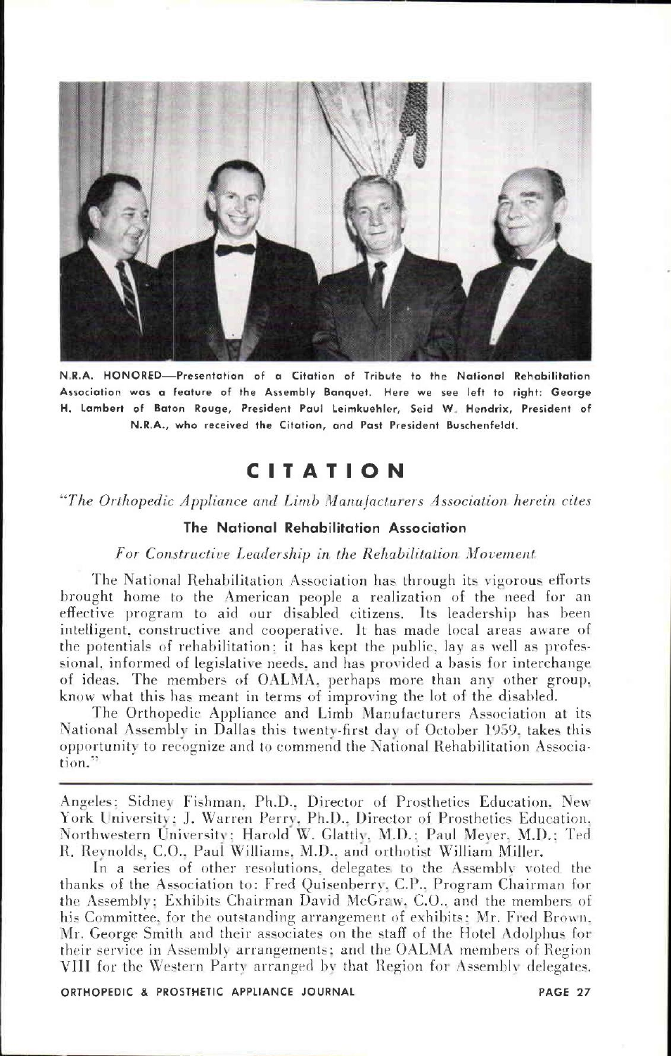**N.R.A. HONORED**—Presentation of a Citation of Tribute to the National Rehabilitation Association was a feature of the Assembly Banquet. Here we see left to right: George H. Lambert of Baton Rouge, President Paul Leimkuehler, Seid W. Hendrix, President of N.R.A., who received the Citation, and Past President Buschenfeldt.

# CITATION

*"The Orthopedic Appliance and Limb Manufacturers Association herein cites*

**The National Rehabilitation Association**

*For Constructive Leadership in the Rehabilitation Movement*

The National Rehabilitation Association has through its vigorous efforts brought home to the American people a realization of the need for an effective program to aid our disabled citizens. Its leadership has been intelligent, constructive and cooperative. It has made local areas aware of the potentials of rehabilitation; it has kept the public, lay as well as professional, informed of legislative needs, and has provided a basis for interchange of ideas. The members of OALMA, perhaps more than any other group, know what this has meant in terms of improving the lot of the disabled.

The Orthopedic Appliance and Limb Manufacturers Association at its National Assembly in Dallas this twenty-first day of October 1959, takes this opportunity to recognize and to commend the National Rehabilitation Association."

---

Angeles; Sidney Fishman, Ph.D., Director of Prosthetics Education, New York University; J. Warren Perry, Ph.D., Director of Prosthetics Education, Northwestern University; Harold W. Glattly, M.D.; Paul Meyer, M.D.; Ted R. Reynolds, C.O., Paul Williams, M.D., and orthotist William Miller.

In a series of other resolutions, delegates to the Assembly voted the thanks of the Association to: Fred Quisenberry, C.P., Program Chairman for the Assembly; Exhibits Chairman David McGraw, C.O., and the members of his Committee, for the outstanding arrangement of exhibits; Mr. Fred Brown, Mr. George Smith and their associates on the staff of the Hotel Adolphus for their service in Assembly arrangements; and the OALMA members of Region VIII for the Western Party arranged by that Region for Assembly delegates.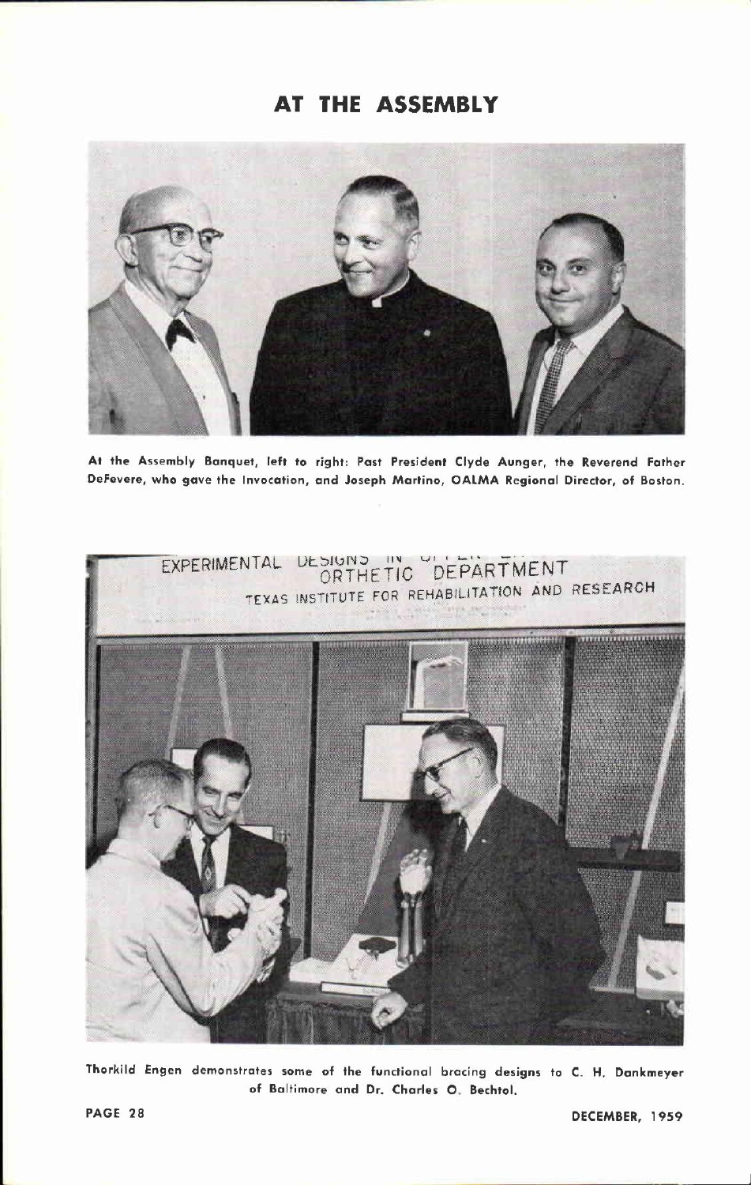# AT THE ASSEMBLY

At the Assembly Banquet, left to right: Past President Clyde Aunger, the Reverend Father DeFevere, who gave the Invocation, and Joseph Martino, OALMA Regional Director, of Boston.

Thorkild Engen demonstrates some of the functional bracing designs to C. H. Dankmeyer of Baltimore and Dr. Charles O. Bechtol.